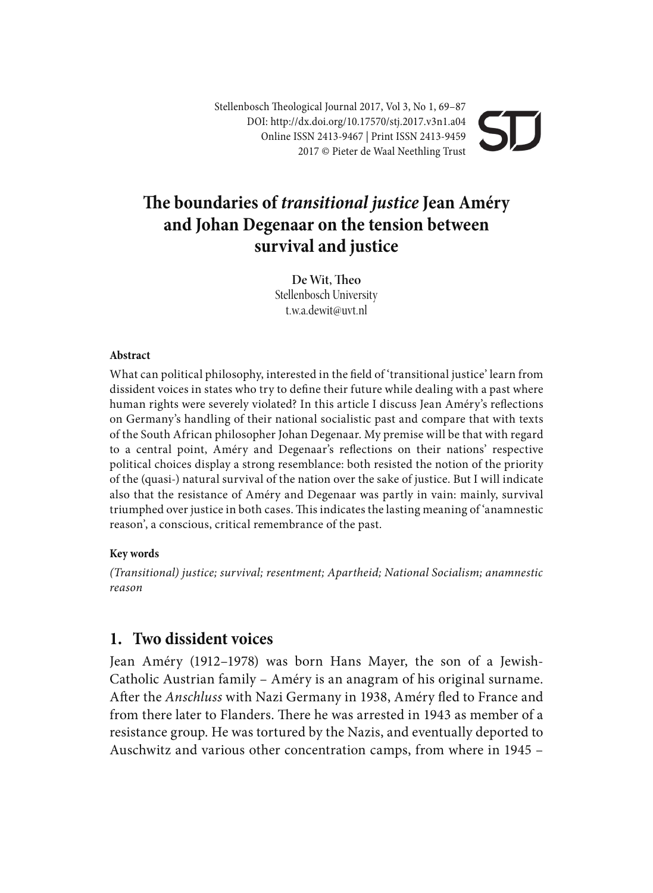# The boundaries of *transitional justice* Jean Améry and Johan Degenaar on the tension between survival and justice

**De Wit, Theo**
Stellenbosch University
t.w.a.dewit@uvt.nl

#### Abstract

What can political philosophy, interested in the field of 'transitional justice' learn from dissident voices in states who try to define their future while dealing with a past where human rights were severely violated? In this article I discuss Jean Améry's reflections on Germany's handling of their national socialistic past and compare that with texts of the South African philosopher Johan Degenaar. My premise will be that with regard to a central point, Améry and Degenaar's reflections on their nations' respective political choices display a strong resemblance: both resisted the notion of the priority of the (quasi-) natural survival of the nation over the sake of justice. But I will indicate also that the resistance of Améry and Degenaar was partly in vain: mainly, survival triumphed over justice in both cases. This indicates the lasting meaning of 'anamnestic reason', a conscious, critical remembrance of the past.

#### Key words

*(Transitional) justice; survival; resentment; Apartheid; National Socialism; anamnestic reason*

## 1. Two dissident voices

Jean Améry (1912–1978) was born Hans Mayer, the son of a Jewish-Catholic Austrian family – Améry is an anagram of his original surname. After the *Anschluss* with Nazi Germany in 1938, Améry fled to France and from there later to Flanders. There he was arrested in 1943 as member of a resistance group. He was tortured by the Nazis, and eventually deported to Auschwitz and various other concentration camps, from where in 1945 –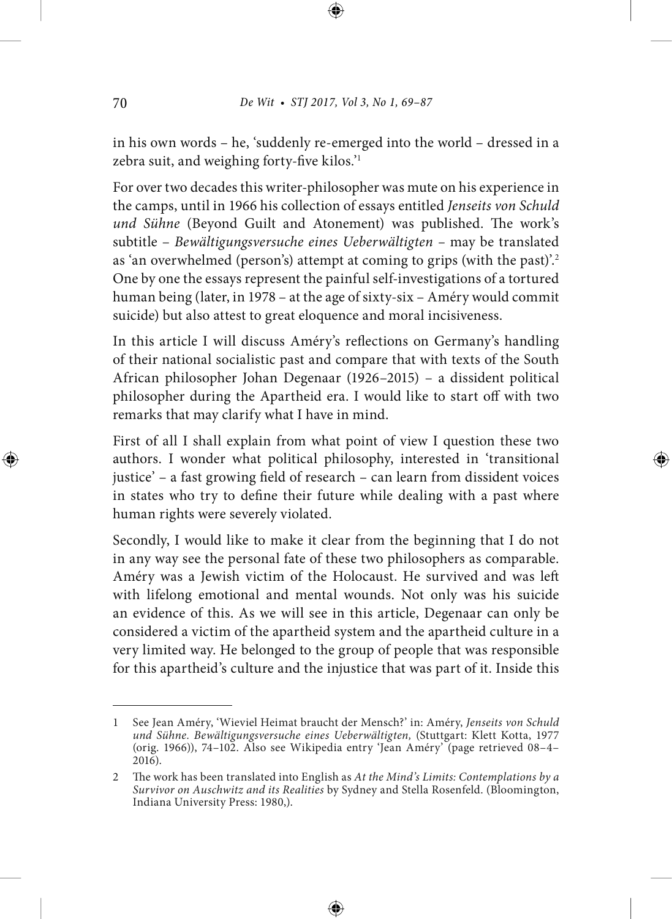in his own words – he, 'suddenly re-emerged into the world – dressed in a zebra suit, and weighing forty-five kilos.'[1]

For over two decades this writer-philosopher was mute on his experience in the camps, until in 1966 his collection of essays entitled *Jenseits von Schuld und Sühne* (Beyond Guilt and Atonement) was published. The work's subtitle – *Bewältigungsversuche eines Ueberwältigten* – may be translated as 'an overwhelmed (person's) attempt at coming to grips (with the past)'.[2] One by one the essays represent the painful self-investigations of a tortured human being (later, in 1978 – at the age of sixty-six – Améry would commit suicide) but also attest to great eloquence and moral incisiveness.

In this article I will discuss Améry's reflections on Germany's handling of their national socialistic past and compare that with texts of the South African philosopher Johan Degenaar (1926–2015) – a dissident political philosopher during the Apartheid era. I would like to start off with two remarks that may clarify what I have in mind.

First of all I shall explain from what point of view I question these two authors. I wonder what political philosophy, interested in 'transitional justice' – a fast growing field of research – can learn from dissident voices in states who try to define their future while dealing with a past where human rights were severely violated.

Secondly, I would like to make it clear from the beginning that I do not in any way see the personal fate of these two philosophers as comparable. Améry was a Jewish victim of the Holocaust. He survived and was left with lifelong emotional and mental wounds. Not only was his suicide an evidence of this. As we will see in this article, Degenaar can only be considered a victim of the apartheid system and the apartheid culture in a very limited way. He belonged to the group of people that was responsible for this apartheid's culture and the injustice that was part of it. Inside this

---

1 See Jean Améry, 'Wieviel Heimat braucht der Mensch?' in: Améry, *Jenseits von Schuld und Sühne. Bewältigungsversuche eines Ueberwältigten,* (Stuttgart: Klett Kotta, 1977 (orig. 1966)), 74–102. Also see Wikipedia entry 'Jean Améry' (page retrieved 08–4–2016).

2 The work has been translated into English as *At the Mind's Limits: Contemplations by a Survivor on Auschwitz and its Realities* by Sydney and Stella Rosenfeld. (Bloomington, Indiana University Press: 1980,).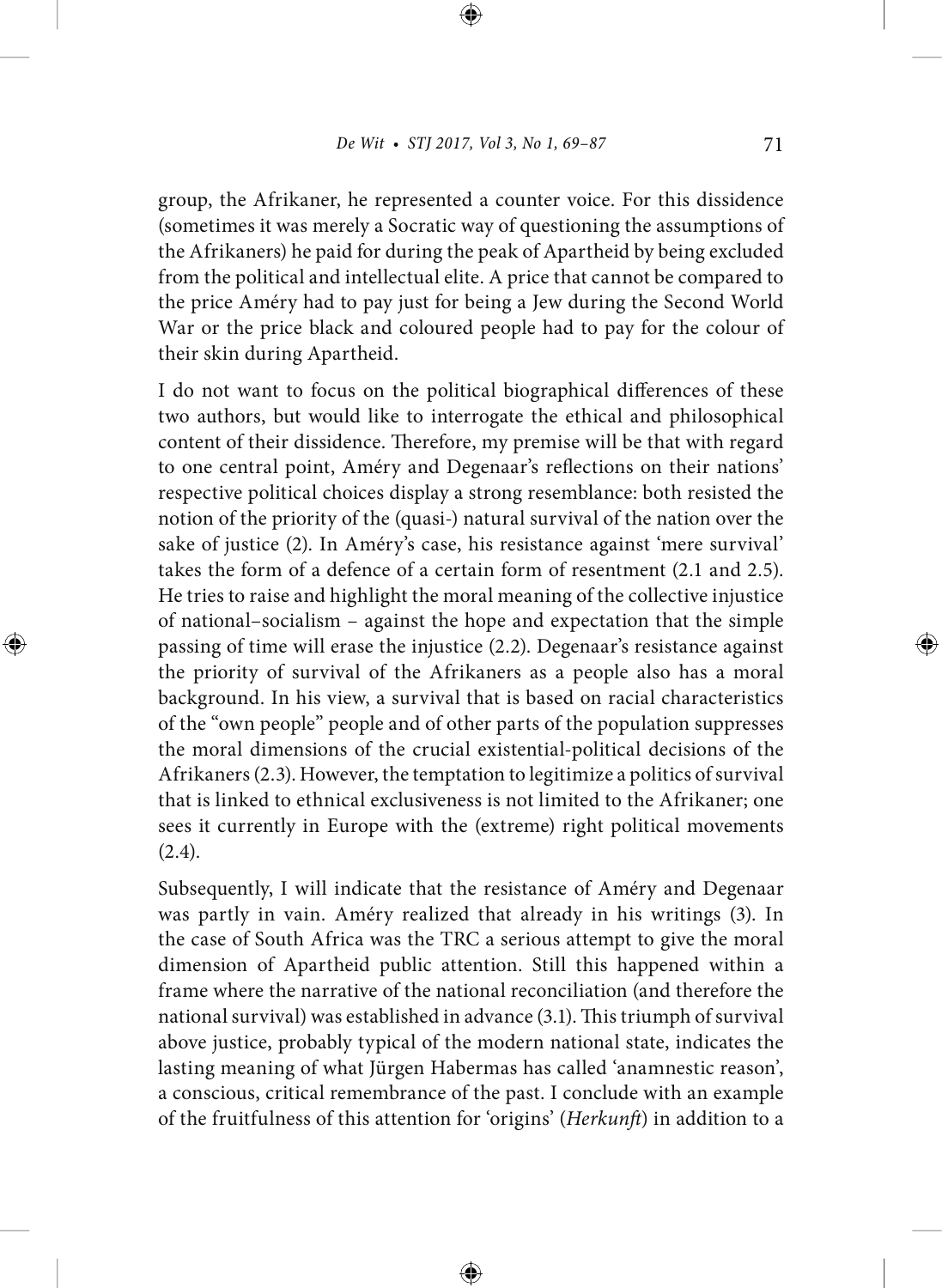group, the Afrikaner, he represented a counter voice. For this dissidence (sometimes it was merely a Socratic way of questioning the assumptions of the Afrikaners) he paid for during the peak of Apartheid by being excluded from the political and intellectual elite. A price that cannot be compared to the price Améry had to pay just for being a Jew during the Second World War or the price black and coloured people had to pay for the colour of their skin during Apartheid.

I do not want to focus on the political biographical differences of these two authors, but would like to interrogate the ethical and philosophical content of their dissidence. Therefore, my premise will be that with regard to one central point, Améry and Degenaar's reflections on their nations' respective political choices display a strong resemblance: both resisted the notion of the priority of the (quasi-) natural survival of the nation over the sake of justice (2). In Améry's case, his resistance against 'mere survival' takes the form of a defence of a certain form of resentment (2.1 and 2.5). He tries to raise and highlight the moral meaning of the collective injustice of national–socialism – against the hope and expectation that the simple passing of time will erase the injustice (2.2). Degenaar's resistance against the priority of survival of the Afrikaners as a people also has a moral background. In his view, a survival that is based on racial characteristics of the "own people" people and of other parts of the population suppresses the moral dimensions of the crucial existential-political decisions of the Afrikaners (2.3). However, the temptation to legitimize a politics of survival that is linked to ethnical exclusiveness is not limited to the Afrikaner; one sees it currently in Europe with the (extreme) right political movements (2.4).

Subsequently, I will indicate that the resistance of Améry and Degenaar was partly in vain. Améry realized that already in his writings (3). In the case of South Africa was the TRC a serious attempt to give the moral dimension of Apartheid public attention. Still this happened within a frame where the narrative of the national reconciliation (and therefore the national survival) was established in advance (3.1). This triumph of survival above justice, probably typical of the modern national state, indicates the lasting meaning of what Jürgen Habermas has called 'anamnestic reason', a conscious, critical remembrance of the past. I conclude with an example of the fruitfulness of this attention for 'origins' (*Herkunft*) in addition to a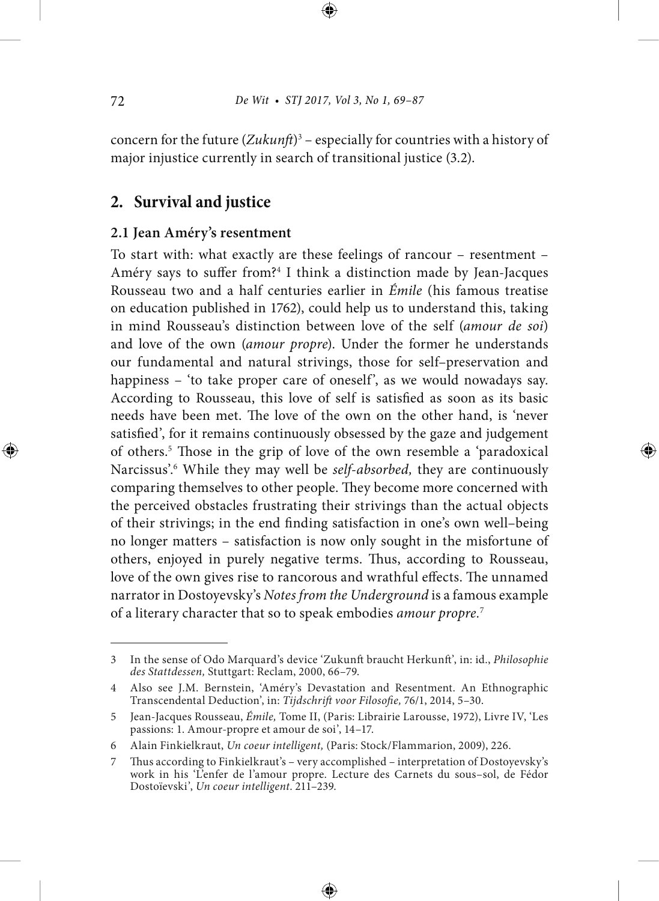concern for the future (*Zukunft*)[3] – especially for countries with a history of major injustice currently in search of transitional justice (3.2).

## 2. Survival and justice

### 2.1 Jean Améry's resentment

To start with: what exactly are these feelings of rancour – resentment – Améry says to suffer from?[4] I think a distinction made by Jean-Jacques Rousseau two and a half centuries earlier in *Émile* (his famous treatise on education published in 1762), could help us to understand this, taking in mind Rousseau's distinction between love of the self (*amour de soi*) and love of the own (*amour propre*). Under the former he understands our fundamental and natural strivings, those for self–preservation and happiness – 'to take proper care of oneself', as we would nowadays say. According to Rousseau, this love of self is satisfied as soon as its basic needs have been met. The love of the own on the other hand, is 'never satisfied', for it remains continuously obsessed by the gaze and judgement of others.[5] Those in the grip of love of the own resemble a 'paradoxical Narcissus'.[6] While they may well be *self-absorbed,* they are continuously comparing themselves to other people. They become more concerned with the perceived obstacles frustrating their strivings than the actual objects of their strivings; in the end finding satisfaction in one's own well–being no longer matters – satisfaction is now only sought in the misfortune of others, enjoyed in purely negative terms. Thus, according to Rousseau, love of the own gives rise to rancorous and wrathful effects. The unnamed narrator in Dostoyevsky's *Notes from the Underground* is a famous example of a literary character that so to speak embodies *amour propre*.[7]

---

3 In the sense of Odo Marquard's device 'Zukunft braucht Herkunft', in: id., *Philosophie des Stattdessen,* Stuttgart: Reclam, 2000, 66–79.

4 Also see J.M. Bernstein, 'Améry's Devastation and Resentment. An Ethnographic Transcendental Deduction', in: *Tijdschrift voor Filosofie,* 76/1, 2014, 5–30.

5 Jean-Jacques Rousseau, *Émile,* Tome II, (Paris: Librairie Larousse, 1972), Livre IV, 'Les passions: 1. Amour-propre et amour de soi', 14–17.

6 Alain Finkielkraut, *Un coeur intelligent,* (Paris: Stock/Flammarion, 2009), 226.

7 Thus according to Finkielkraut's – very accomplished – interpretation of Dostoyevsky's work in his 'L'enfer de l'amour propre. Lecture des Carnets du sous–sol, de Fédor Dostoïevski', *Un coeur intelligent*. 211–239.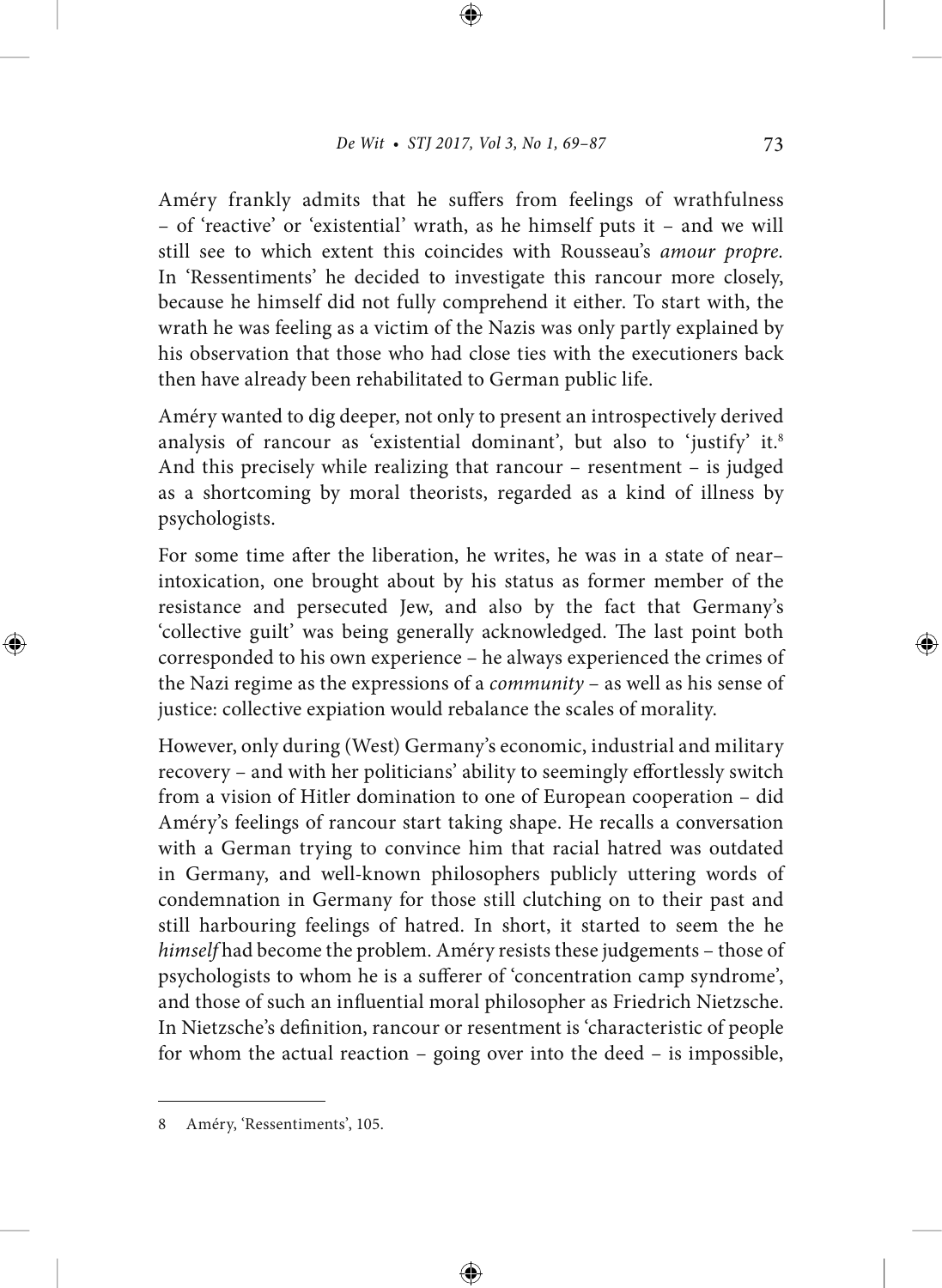Améry frankly admits that he suffers from feelings of wrathfulness – of 'reactive' or 'existential' wrath, as he himself puts it – and we will still see to which extent this coincides with Rousseau's *amour propre.* In 'Ressentiments' he decided to investigate this rancour more closely, because he himself did not fully comprehend it either. To start with, the wrath he was feeling as a victim of the Nazis was only partly explained by his observation that those who had close ties with the executioners back then have already been rehabilitated to German public life.

Améry wanted to dig deeper, not only to present an introspectively derived analysis of rancour as 'existential dominant', but also to 'justify' it.[8] And this precisely while realizing that rancour – resentment – is judged as a shortcoming by moral theorists, regarded as a kind of illness by psychologists.

For some time after the liberation, he writes, he was in a state of near–intoxication, one brought about by his status as former member of the resistance and persecuted Jew, and also by the fact that Germany's 'collective guilt' was being generally acknowledged. The last point both corresponded to his own experience – he always experienced the crimes of the Nazi regime as the expressions of a *community* – as well as his sense of justice: collective expiation would rebalance the scales of morality.

However, only during (West) Germany's economic, industrial and military recovery – and with her politicians' ability to seemingly effortlessly switch from a vision of Hitler domination to one of European cooperation – did Améry's feelings of rancour start taking shape. He recalls a conversation with a German trying to convince him that racial hatred was outdated in Germany, and well-known philosophers publicly uttering words of condemnation in Germany for those still clutching on to their past and still harbouring feelings of hatred. In short, it started to seem the he *himself* had become the problem. Améry resists these judgements – those of psychologists to whom he is a sufferer of 'concentration camp syndrome', and those of such an influential moral philosopher as Friedrich Nietzsche. In Nietzsche's definition, rancour or resentment is 'characteristic of people for whom the actual reaction – going over into the deed – is impossible,

---

8 Améry, 'Ressentiments', 105.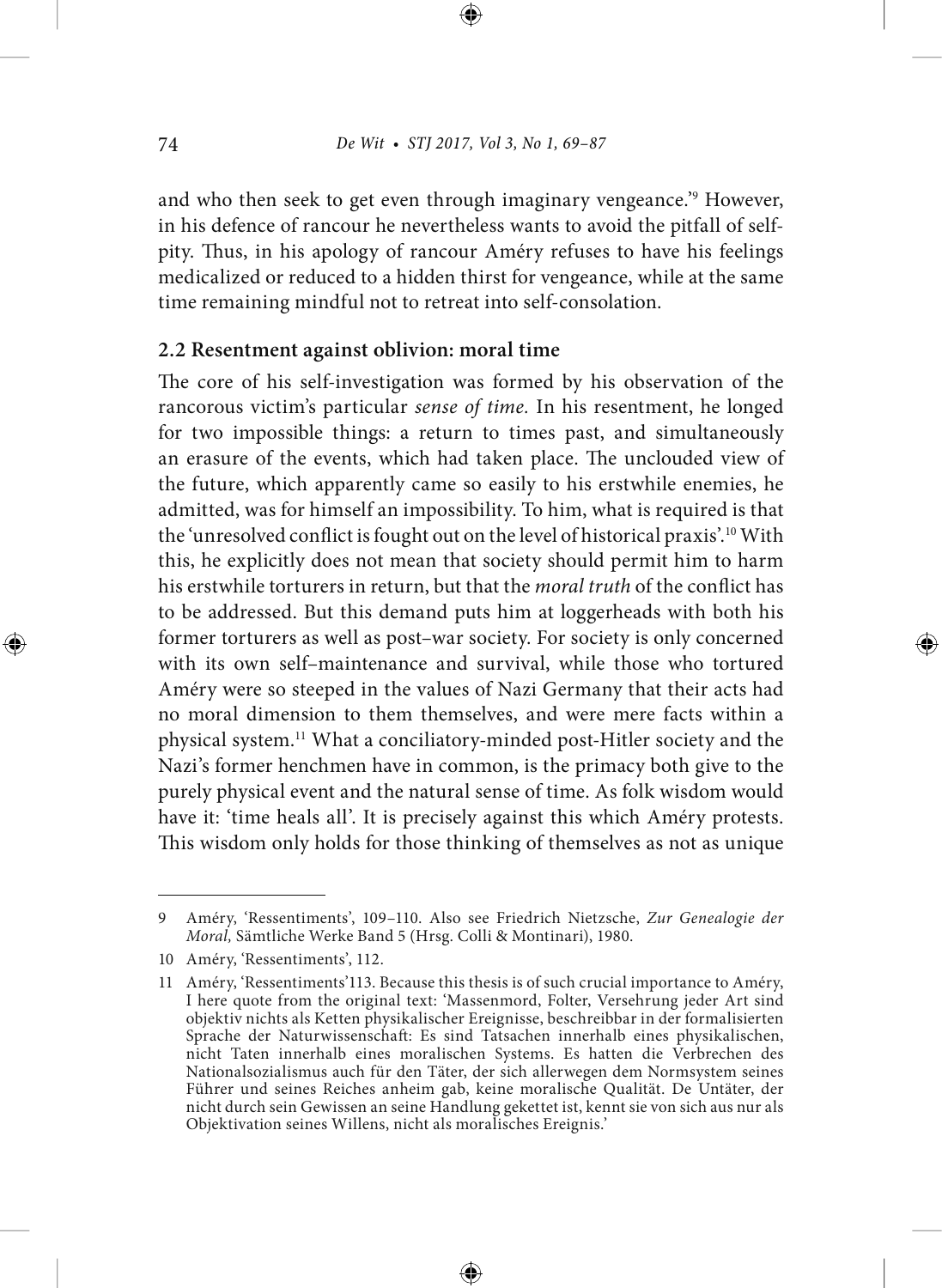and who then seek to get even through imaginary vengeance.'[9] However, in his defence of rancour he nevertheless wants to avoid the pitfall of self-pity. Thus, in his apology of rancour Améry refuses to have his feelings medicalized or reduced to a hidden thirst for vengeance, while at the same time remaining mindful not to retreat into self-consolation.

### 2.2 Resentment against oblivion: moral time

The core of his self-investigation was formed by his observation of the rancorous victim's particular *sense of time.* In his resentment, he longed for two impossible things: a return to times past, and simultaneously an erasure of the events, which had taken place. The unclouded view of the future, which apparently came so easily to his erstwhile enemies, he admitted, was for himself an impossibility. To him, what is required is that the 'unresolved conflict is fought out on the level of historical praxis'.[10] With this, he explicitly does not mean that society should permit him to harm his erstwhile torturers in return, but that the *moral truth* of the conflict has to be addressed. But this demand puts him at loggerheads with both his former torturers as well as post–war society. For society is only concerned with its own self–maintenance and survival, while those who tortured Améry were so steeped in the values of Nazi Germany that their acts had no moral dimension to them themselves, and were mere facts within a physical system.[11] What a conciliatory-minded post-Hitler society and the Nazi's former henchmen have in common, is the primacy both give to the purely physical event and the natural sense of time. As folk wisdom would have it: 'time heals all'. It is precisely against this which Améry protests. This wisdom only holds for those thinking of themselves as not as unique

---

9 Améry, 'Ressentiments', 109–110. Also see Friedrich Nietzsche, *Zur Genealogie der Moral,* Sämtliche Werke Band 5 (Hrsg. Colli & Montinari), 1980.

10 Améry, 'Ressentiments', 112.

11 Améry, 'Ressentiments'113. Because this thesis is of such crucial importance to Améry, I here quote from the original text: 'Massenmord, Folter, Versehrung jeder Art sind objektiv nichts als Ketten physikalischer Ereignisse, beschreibbar in der formalisierten Sprache der Naturwissenschaft: Es sind Tatsachen innerhalb eines physikalischen, nicht Taten innerhalb eines moralischen Systems. Es hatten die Verbrechen des Nationalsozialismus auch für den Täter, der sich allerwegen dem Normsystem seines Führer und seines Reiches anheim gab, keine moralische Qualität. De Untäter, der nicht durch sein Gewissen an seine Handlung gekettet ist, kennt sie von sich aus nur als Objektivation seines Willens, nicht als moralisches Ereignis.'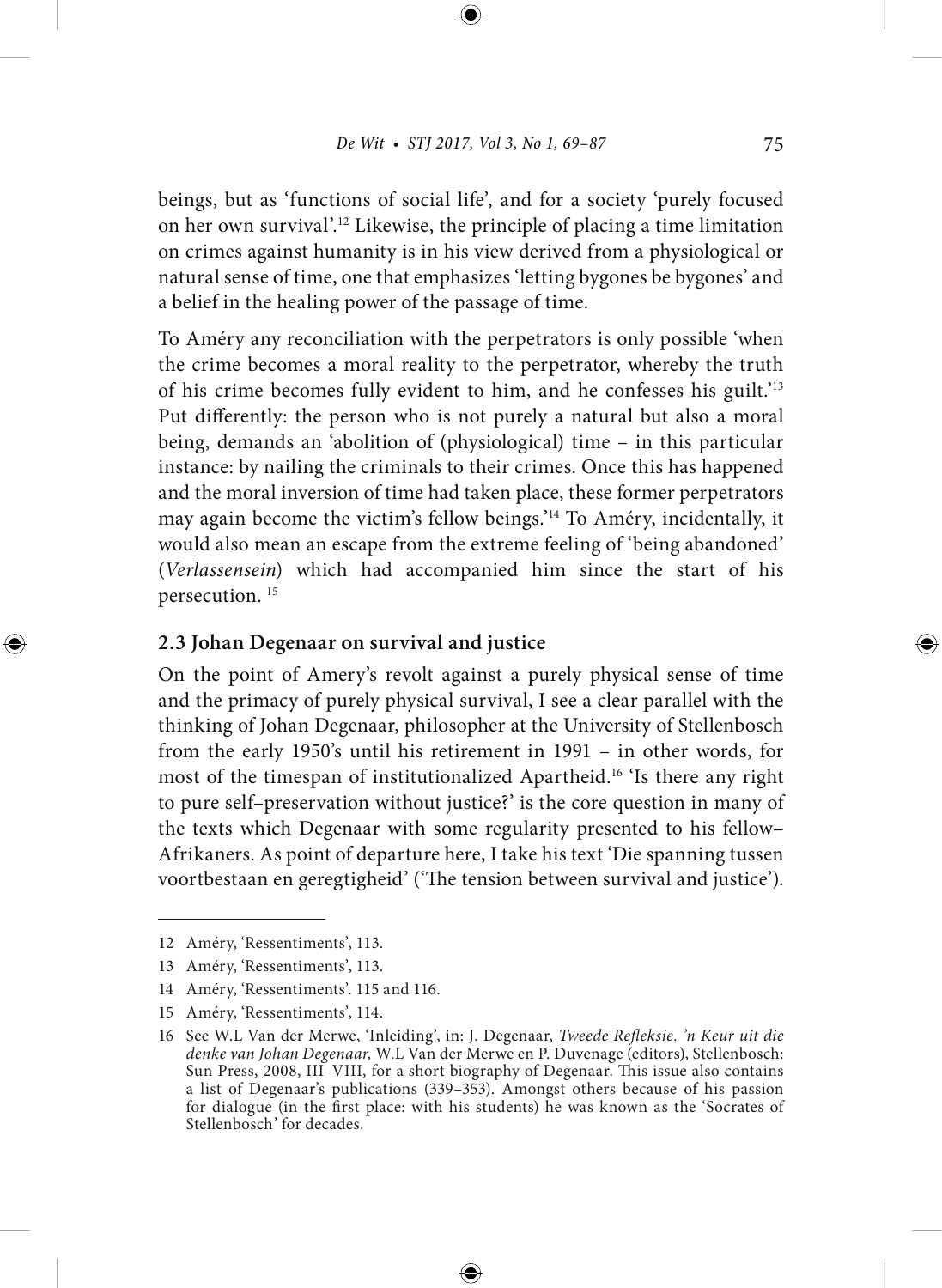beings, but as 'functions of social life', and for a society 'purely focused on her own survival'.[12] Likewise, the principle of placing a time limitation on crimes against humanity is in his view derived from a physiological or natural sense of time, one that emphasizes 'letting bygones be bygones' and a belief in the healing power of the passage of time.

To Améry any reconciliation with the perpetrators is only possible 'when the crime becomes a moral reality to the perpetrator, whereby the truth of his crime becomes fully evident to him, and he confesses his guilt.'[13] Put differently: the person who is not purely a natural but also a moral being, demands an 'abolition of (physiological) time – in this particular instance: by nailing the criminals to their crimes. Once this has happened and the moral inversion of time had taken place, these former perpetrators may again become the victim's fellow beings.'[14] To Améry, incidentally, it would also mean an escape from the extreme feeling of 'being abandoned' (*Verlassensein*) which had accompanied him since the start of his persecution. [15]

### 2.3 Johan Degenaar on survival and justice

On the point of Amery's revolt against a purely physical sense of time and the primacy of purely physical survival, I see a clear parallel with the thinking of Johan Degenaar, philosopher at the University of Stellenbosch from the early 1950's until his retirement in 1991 – in other words, for most of the timespan of institutionalized Apartheid.[16] 'Is there any right to pure self–preservation without justice?' is the core question in many of the texts which Degenaar with some regularity presented to his fellow–Afrikaners. As point of departure here, I take his text 'Die spanning tussen voortbestaan en geregtigheid' ('The tension between survival and justice').

---

12 Améry, 'Ressentiments', 113.

13 Améry, 'Ressentiments', 113.

14 Améry, 'Ressentiments'. 115 and 116.

15 Améry, 'Ressentiments', 114.

16 See W.L Van der Merwe, 'Inleiding', in: J. Degenaar, *Tweede Refleksie. 'n Keur uit die denke van Johan Degenaar,* W.L Van der Merwe en P. Duvenage (editors), Stellenbosch: Sun Press, 2008, III–VIII, for a short biography of Degenaar. This issue also contains a list of Degenaar's publications (339–353). Amongst others because of his passion for dialogue (in the first place: with his students) he was known as the 'Socrates of Stellenbosch' for decades.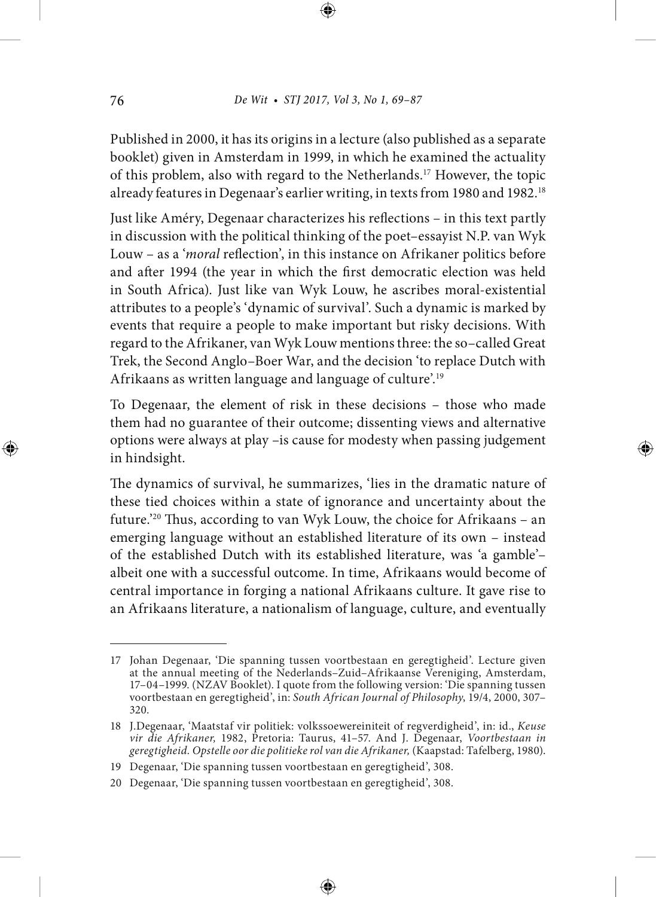Published in 2000, it has its origins in a lecture (also published as a separate booklet) given in Amsterdam in 1999, in which he examined the actuality of this problem, also with regard to the Netherlands.[17] However, the topic already features in Degenaar's earlier writing, in texts from 1980 and 1982.[18]

Just like Améry, Degenaar characterizes his reflections – in this text partly in discussion with the political thinking of the poet–essayist N.P. van Wyk Louw – as a '*moral* reflection', in this instance on Afrikaner politics before and after 1994 (the year in which the first democratic election was held in South Africa). Just like van Wyk Louw, he ascribes moral-existential attributes to a people's 'dynamic of survival'. Such a dynamic is marked by events that require a people to make important but risky decisions. With regard to the Afrikaner, van Wyk Louw mentions three: the so–called Great Trek, the Second Anglo–Boer War, and the decision 'to replace Dutch with Afrikaans as written language and language of culture'.[19]

To Degenaar, the element of risk in these decisions – those who made them had no guarantee of their outcome; dissenting views and alternative options were always at play –is cause for modesty when passing judgement in hindsight.

The dynamics of survival, he summarizes, 'lies in the dramatic nature of these tied choices within a state of ignorance and uncertainty about the future.'[20] Thus, according to van Wyk Louw, the choice for Afrikaans – an emerging language without an established literature of its own – instead of the established Dutch with its established literature, was 'a gamble'– albeit one with a successful outcome. In time, Afrikaans would become of central importance in forging a national Afrikaans culture. It gave rise to an Afrikaans literature, a nationalism of language, culture, and eventually

---

17 Johan Degenaar, 'Die spanning tussen voortbestaan en geregtigheid'. Lecture given at the annual meeting of the Nederlands–Zuid–Afrikaanse Vereniging, Amsterdam, 17–04–1999. (NZAV Booklet). I quote from the following version: 'Die spanning tussen voortbestaan en geregtigheid', in: *South African Journal of Philosophy*, 19/4, 2000, 307–320.

18 J.Degenaar, 'Maatstaf vir politiek: volkssoewereiniteit of regverdigheid', in: id., *Keuse vir die Afrikaner,* 1982, Pretoria: Taurus, 41–57. And J. Degenaar, *Voortbestaan in geregtigheid. Opstelle oor die politieke rol van die Afrikaner,* (Kaapstad: Tafelberg, 1980).

19 Degenaar, 'Die spanning tussen voortbestaan en geregtigheid', 308.

20 Degenaar, 'Die spanning tussen voortbestaan en geregtigheid', 308.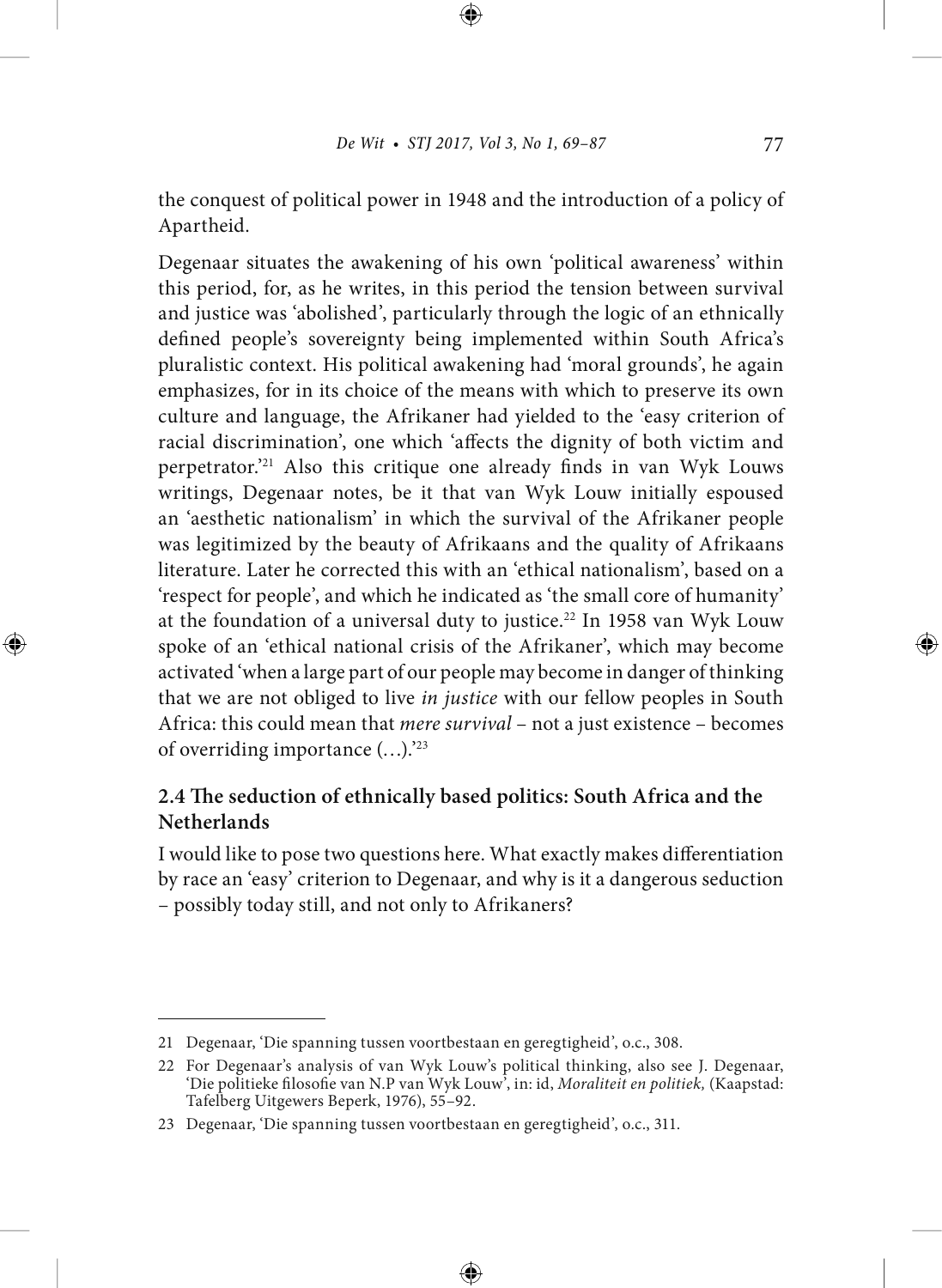the conquest of political power in 1948 and the introduction of a policy of Apartheid.

Degenaar situates the awakening of his own 'political awareness' within this period, for, as he writes, in this period the tension between survival and justice was 'abolished', particularly through the logic of an ethnically defined people's sovereignty being implemented within South Africa's pluralistic context. His political awakening had 'moral grounds', he again emphasizes, for in its choice of the means with which to preserve its own culture and language, the Afrikaner had yielded to the 'easy criterion of racial discrimination', one which 'affects the dignity of both victim and perpetrator.'[21] Also this critique one already finds in van Wyk Louws writings, Degenaar notes, be it that van Wyk Louw initially espoused an 'aesthetic nationalism' in which the survival of the Afrikaner people was legitimized by the beauty of Afrikaans and the quality of Afrikaans literature. Later he corrected this with an 'ethical nationalism', based on a 'respect for people', and which he indicated as 'the small core of humanity' at the foundation of a universal duty to justice.[22] In 1958 van Wyk Louw spoke of an 'ethical national crisis of the Afrikaner', which may become activated 'when a large part of our people may become in danger of thinking that we are not obliged to live *in justice* with our fellow peoples in South Africa: this could mean that *mere survival* – not a just existence – becomes of overriding importance (…).'[23]

## 2.4 The seduction of ethnically based politics: South Africa and the Netherlands

I would like to pose two questions here. What exactly makes differentiation by race an 'easy' criterion to Degenaar, and why is it a dangerous seduction – possibly today still, and not only to Afrikaners?

---

21 Degenaar, 'Die spanning tussen voortbestaan en geregtigheid', o.c., 308.

22 For Degenaar's analysis of van Wyk Louw's political thinking, also see J. Degenaar, 'Die politieke filosofie van N.P van Wyk Louw', in: id, *Moraliteit en politiek,* (Kaapstad: Tafelberg Uitgewers Beperk, 1976), 55–92.

23 Degenaar, 'Die spanning tussen voortbestaan en geregtigheid', o.c., 311.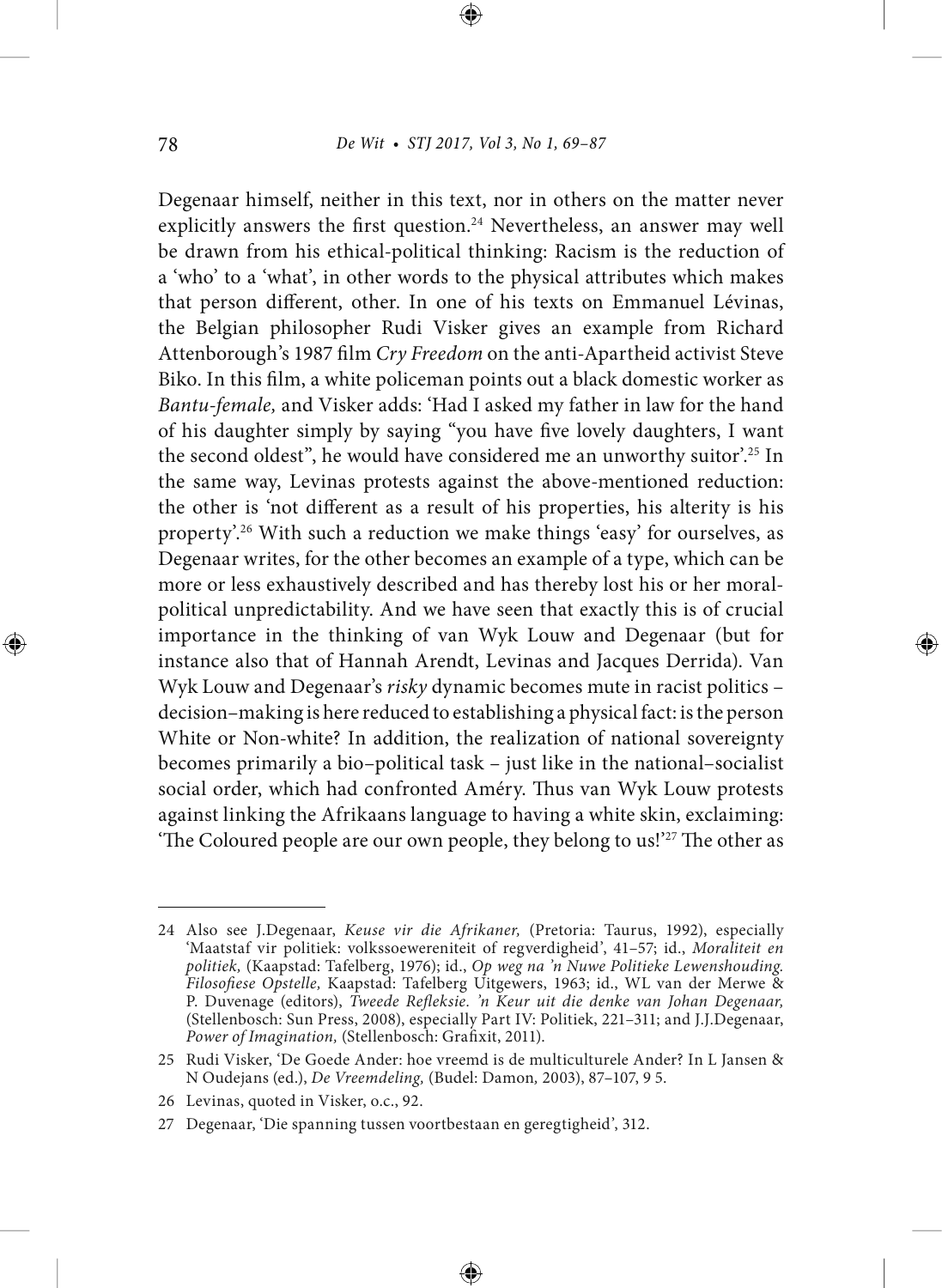Degenaar himself, neither in this text, nor in others on the matter never explicitly answers the first question.[24] Nevertheless, an answer may well be drawn from his ethical-political thinking: Racism is the reduction of a 'who' to a 'what', in other words to the physical attributes which makes that person different, other. In one of his texts on Emmanuel Lévinas, the Belgian philosopher Rudi Visker gives an example from Richard Attenborough's 1987 film *Cry Freedom* on the anti-Apartheid activist Steve Biko. In this film, a white policeman points out a black domestic worker as *Bantu-female,* and Visker adds: 'Had I asked my father in law for the hand of his daughter simply by saying "you have five lovely daughters, I want the second oldest", he would have considered me an unworthy suitor'.[25] In the same way, Levinas protests against the above-mentioned reduction: the other is 'not different as a result of his properties, his alterity is his property'.[26] With such a reduction we make things 'easy' for ourselves, as Degenaar writes, for the other becomes an example of a type, which can be more or less exhaustively described and has thereby lost his or her moral-political unpredictability. And we have seen that exactly this is of crucial importance in the thinking of van Wyk Louw and Degenaar (but for instance also that of Hannah Arendt, Levinas and Jacques Derrida). Van Wyk Louw and Degenaar's *risky* dynamic becomes mute in racist politics – decision–making is here reduced to establishing a physical fact: is the person White or Non-white? In addition, the realization of national sovereignty becomes primarily a bio–political task – just like in the national–socialist social order, which had confronted Améry. Thus van Wyk Louw protests against linking the Afrikaans language to having a white skin, exclaiming: 'The Coloured people are our own people, they belong to us!'[27] The other as

---

24 Also see J.Degenaar, *Keuse vir die Afrikaner,* (Pretoria: Taurus, 1992), especially 'Maatstaf vir politiek: volkssoewereniteit of regverdigheid', 41–57; id., *Moraliteit en politiek,* (Kaapstad: Tafelberg, 1976); id., *Op weg na 'n Nuwe Politieke Lewenshouding. Filosofiese Opstelle,* Kaapstad: Tafelberg Uitgewers, 1963; id., WL van der Merwe & P. Duvenage (editors), *Tweede Refleksie. 'n Keur uit die denke van Johan Degenaar,* (Stellenbosch: Sun Press, 2008), especially Part IV: Politiek, 221–311; and J.J.Degenaar, *Power of Imagination,* (Stellenbosch: Grafixit, 2011).

25 Rudi Visker, 'De Goede Ander: hoe vreemd is de multiculturele Ander? In L Jansen & N Oudejans (ed.), *De Vreemdeling,* (Budel: Damon, 2003), 87–107, 9 5.

26 Levinas, quoted in Visker, o.c., 92.

27 Degenaar, 'Die spanning tussen voortbestaan en geregtigheid', 312.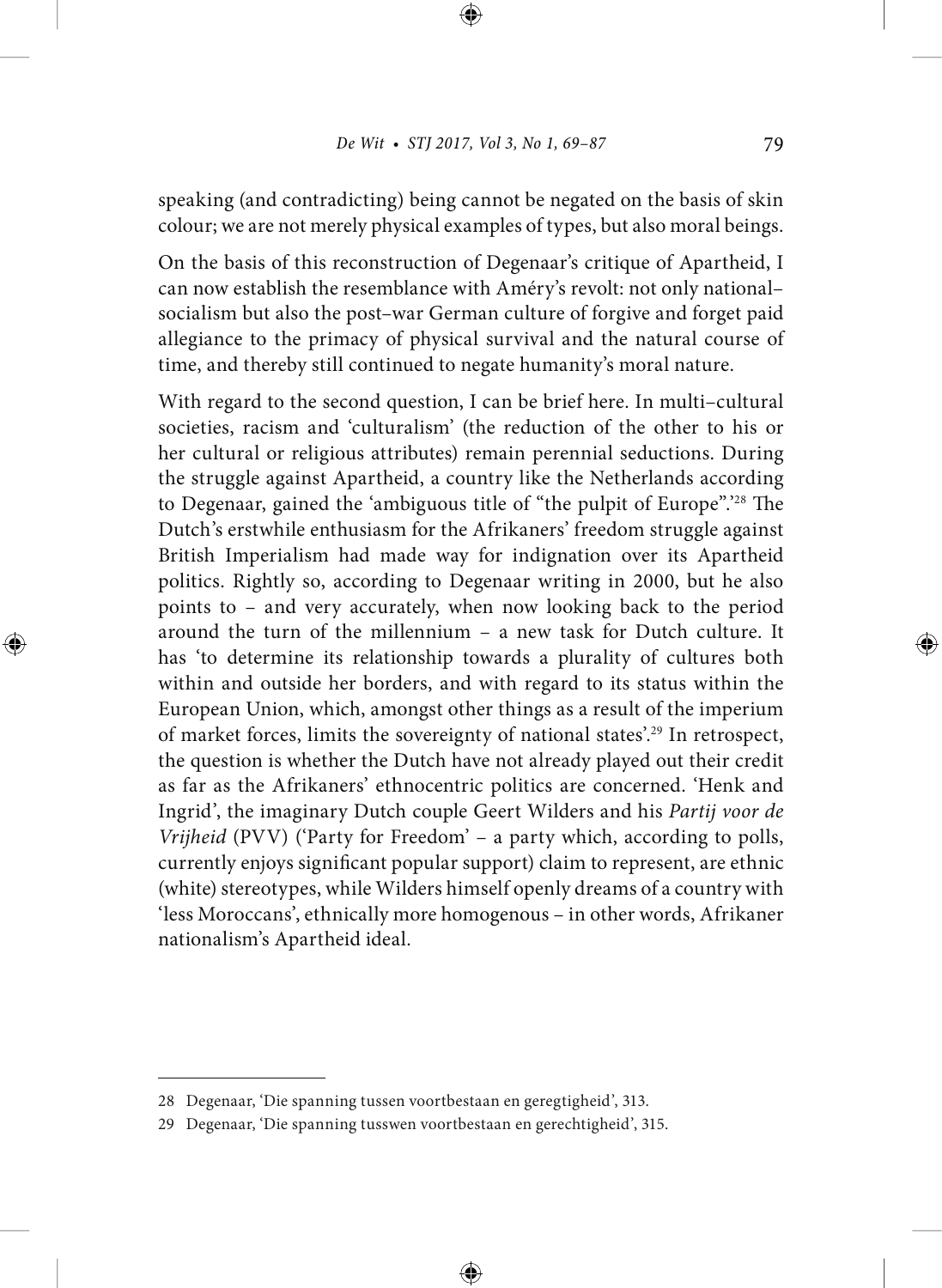speaking (and contradicting) being cannot be negated on the basis of skin colour; we are not merely physical examples of types, but also moral beings.

On the basis of this reconstruction of Degenaar's critique of Apartheid, I can now establish the resemblance with Améry's revolt: not only national–socialism but also the post–war German culture of forgive and forget paid allegiance to the primacy of physical survival and the natural course of time, and thereby still continued to negate humanity's moral nature.

With regard to the second question, I can be brief here. In multi–cultural societies, racism and 'culturalism' (the reduction of the other to his or her cultural or religious attributes) remain perennial seductions. During the struggle against Apartheid, a country like the Netherlands according to Degenaar, gained the 'ambiguous title of "the pulpit of Europe".'[28] The Dutch's erstwhile enthusiasm for the Afrikaners' freedom struggle against British Imperialism had made way for indignation over its Apartheid politics. Rightly so, according to Degenaar writing in 2000, but he also points to – and very accurately, when now looking back to the period around the turn of the millennium – a new task for Dutch culture. It has 'to determine its relationship towards a plurality of cultures both within and outside her borders, and with regard to its status within the European Union, which, amongst other things as a result of the imperium of market forces, limits the sovereignty of national states'.[29] In retrospect, the question is whether the Dutch have not already played out their credit as far as the Afrikaners' ethnocentric politics are concerned. 'Henk and Ingrid', the imaginary Dutch couple Geert Wilders and his *Partij voor de Vrijheid* (PVV) ('Party for Freedom' – a party which, according to polls, currently enjoys significant popular support) claim to represent, are ethnic (white) stereotypes, while Wilders himself openly dreams of a country with 'less Moroccans', ethnically more homogenous – in other words, Afrikaner nationalism's Apartheid ideal.

---

28 Degenaar, 'Die spanning tussen voortbestaan en geregtigheid', 313.

29 Degenaar, 'Die spanning tusswen voortbestaan en gerechtigheid', 315.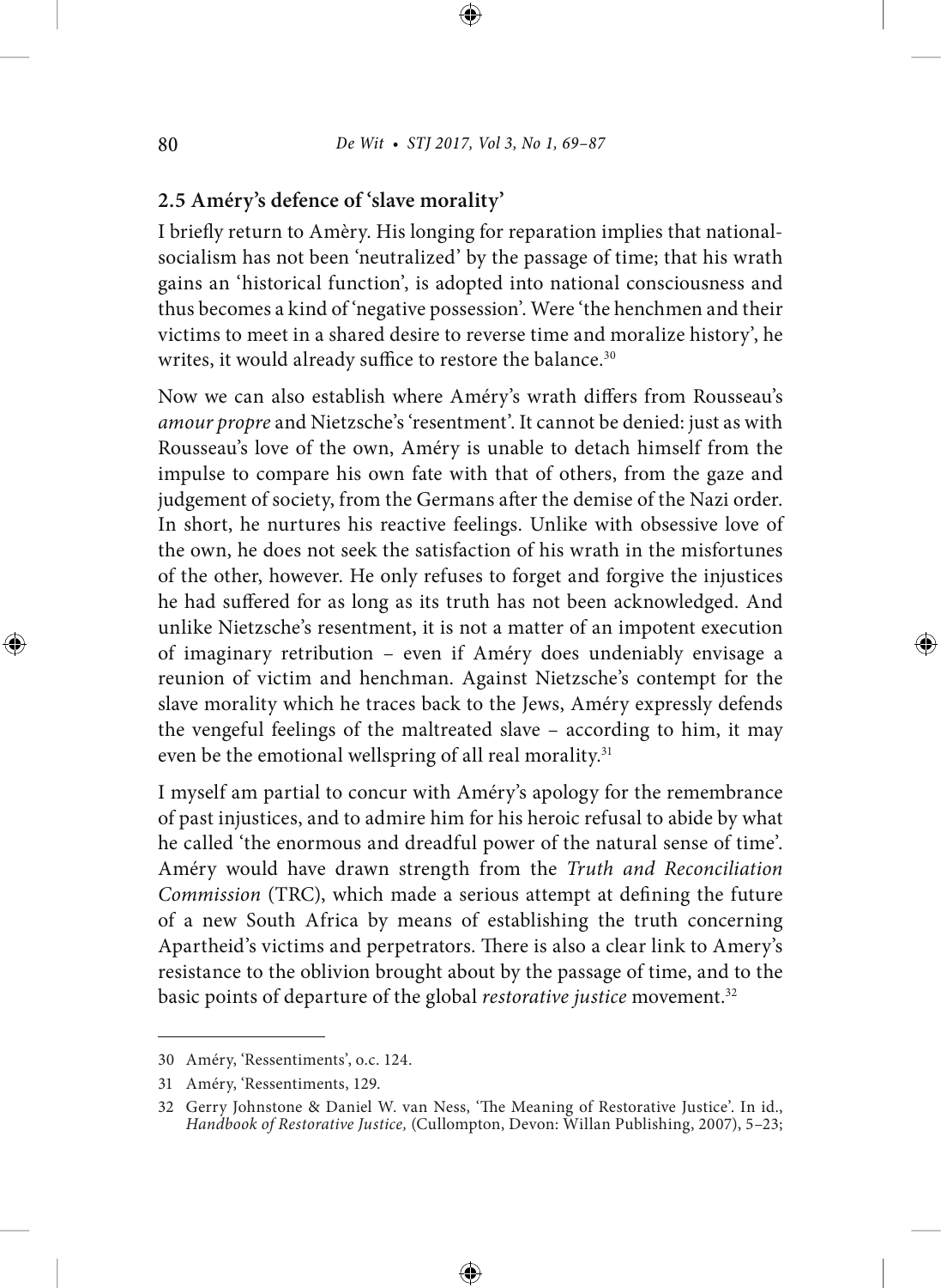## 2.5 Améry's defence of 'slave morality'

I briefly return to Amèry. His longing for reparation implies that national-socialism has not been 'neutralized' by the passage of time; that his wrath gains an 'historical function', is adopted into national consciousness and thus becomes a kind of 'negative possession'. Were 'the henchmen and their victims to meet in a shared desire to reverse time and moralize history', he writes, it would already suffice to restore the balance.[30]

Now we can also establish where Améry's wrath differs from Rousseau's *amour propre* and Nietzsche's 'resentment'. It cannot be denied: just as with Rousseau's love of the own, Améry is unable to detach himself from the impulse to compare his own fate with that of others, from the gaze and judgement of society, from the Germans after the demise of the Nazi order. In short, he nurtures his reactive feelings. Unlike with obsessive love of the own, he does not seek the satisfaction of his wrath in the misfortunes of the other, however. He only refuses to forget and forgive the injustices he had suffered for as long as its truth has not been acknowledged. And unlike Nietzsche's resentment, it is not a matter of an impotent execution of imaginary retribution – even if Améry does undeniably envisage a reunion of victim and henchman. Against Nietzsche's contempt for the slave morality which he traces back to the Jews, Améry expressly defends the vengeful feelings of the maltreated slave – according to him, it may even be the emotional wellspring of all real morality.[31]

I myself am partial to concur with Améry's apology for the remembrance of past injustices, and to admire him for his heroic refusal to abide by what he called 'the enormous and dreadful power of the natural sense of time'. Améry would have drawn strength from the *Truth and Reconciliation Commission* (TRC), which made a serious attempt at defining the future of a new South Africa by means of establishing the truth concerning Apartheid's victims and perpetrators. There is also a clear link to Amery's resistance to the oblivion brought about by the passage of time, and to the basic points of departure of the global *restorative justice* movement.[32]

---

30 Améry, 'Ressentiments', o.c. 124.

31 Améry, 'Ressentiments, 129.

32 Gerry Johnstone & Daniel W. van Ness, 'The Meaning of Restorative Justice'. In id., *Handbook of Restorative Justice,* (Cullompton, Devon: Willan Publishing, 2007), 5–23;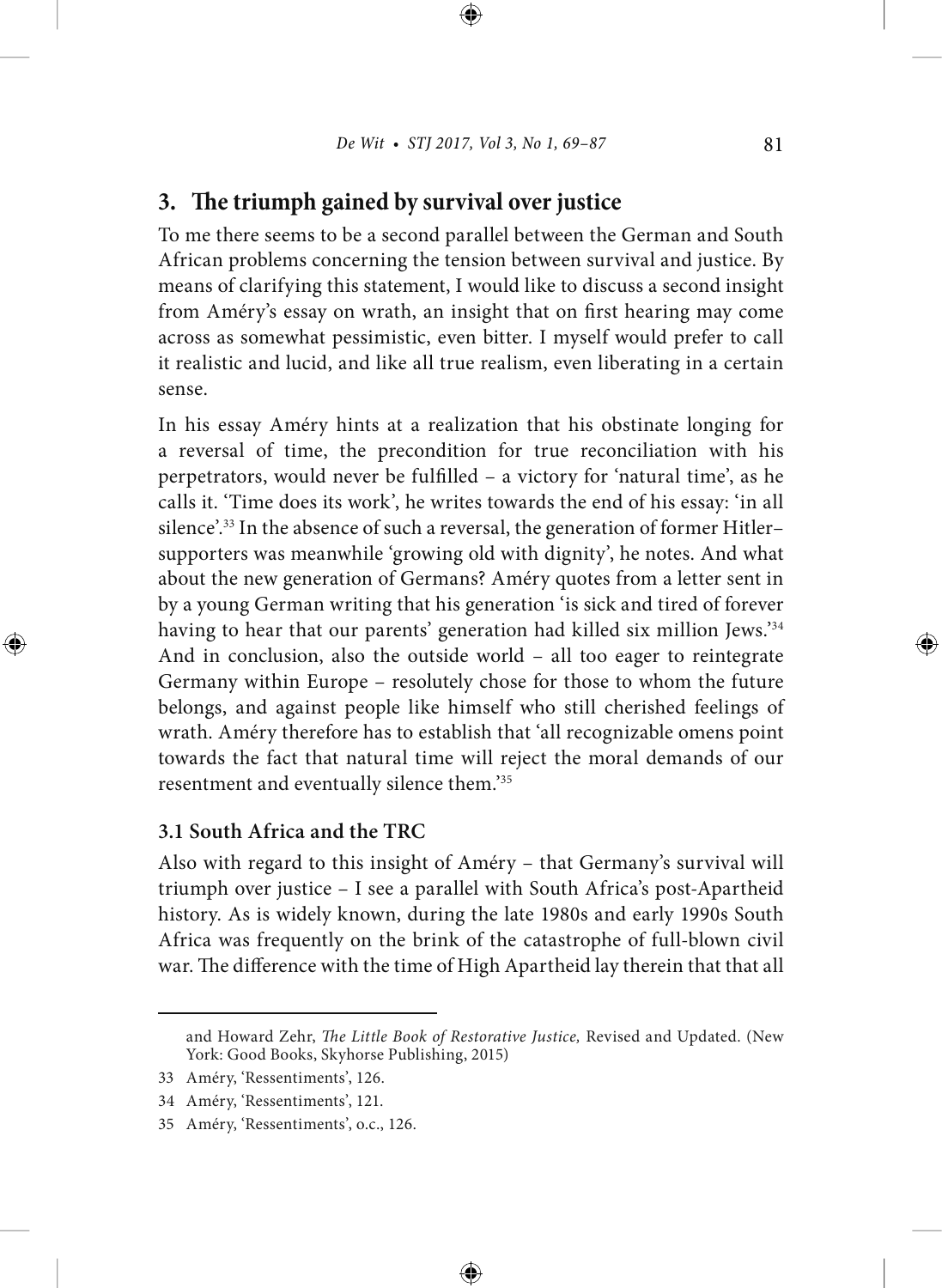## 3. The triumph gained by survival over justice

To me there seems to be a second parallel between the German and South African problems concerning the tension between survival and justice. By means of clarifying this statement, I would like to discuss a second insight from Améry's essay on wrath, an insight that on first hearing may come across as somewhat pessimistic, even bitter. I myself would prefer to call it realistic and lucid, and like all true realism, even liberating in a certain sense.

In his essay Améry hints at a realization that his obstinate longing for a reversal of time, the precondition for true reconciliation with his perpetrators, would never be fulfilled – a victory for 'natural time', as he calls it. 'Time does its work', he writes towards the end of his essay: 'in all silence'.[33] In the absence of such a reversal, the generation of former Hitler–supporters was meanwhile 'growing old with dignity', he notes. And what about the new generation of Germans? Améry quotes from a letter sent in by a young German writing that his generation 'is sick and tired of forever having to hear that our parents' generation had killed six million Jews.'[34] And in conclusion, also the outside world – all too eager to reintegrate Germany within Europe – resolutely chose for those to whom the future belongs, and against people like himself who still cherished feelings of wrath. Améry therefore has to establish that 'all recognizable omens point towards the fact that natural time will reject the moral demands of our resentment and eventually silence them.'[35]

### 3.1 South Africa and the TRC

Also with regard to this insight of Améry – that Germany's survival will triumph over justice – I see a parallel with South Africa's post-Apartheid history. As is widely known, during the late 1980s and early 1990s South Africa was frequently on the brink of the catastrophe of full-blown civil war. The difference with the time of High Apartheid lay therein that that all

---

and Howard Zehr, *The Little Book of Restorative Justice,* Revised and Updated. (New York: Good Books, Skyhorse Publishing, 2015)

33 Améry, 'Ressentiments', 126.

34 Améry, 'Ressentiments', 121.

35 Améry, 'Ressentiments', o.c., 126.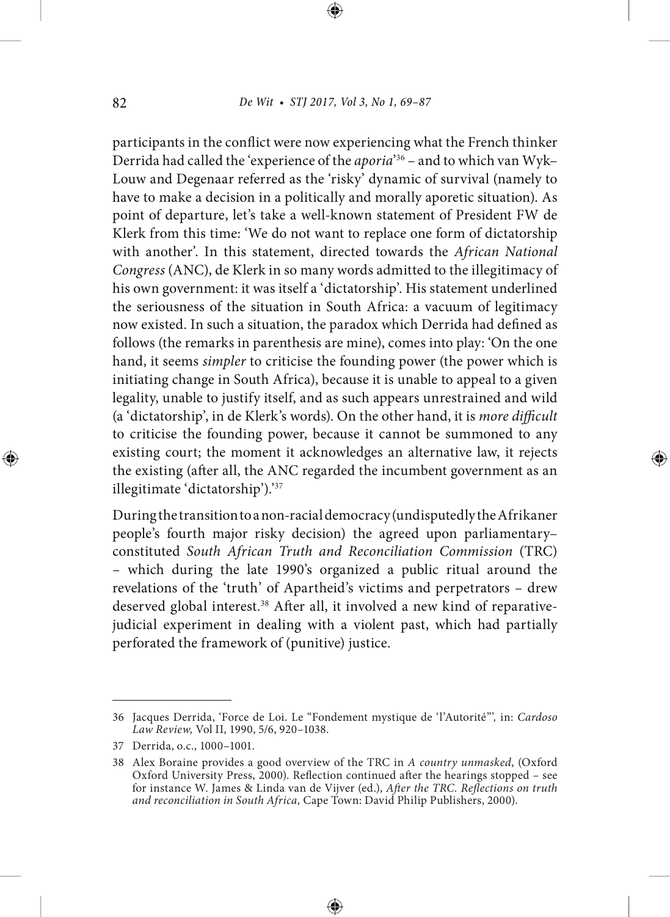participants in the conflict were now experiencing what the French thinker Derrida had called the 'experience of the *aporia*'[36] – and to which van Wyk–Louw and Degenaar referred as the 'risky' dynamic of survival (namely to have to make a decision in a politically and morally aporetic situation). As point of departure, let's take a well-known statement of President FW de Klerk from this time: 'We do not want to replace one form of dictatorship with another'. In this statement, directed towards the *African National Congress* (ANC), de Klerk in so many words admitted to the illegitimacy of his own government: it was itself a 'dictatorship'. His statement underlined the seriousness of the situation in South Africa: a vacuum of legitimacy now existed. In such a situation, the paradox which Derrida had defined as follows (the remarks in parenthesis are mine), comes into play: 'On the one hand, it seems *simpler* to criticise the founding power (the power which is initiating change in South Africa), because it is unable to appeal to a given legality, unable to justify itself, and as such appears unrestrained and wild (a 'dictatorship', in de Klerk's words). On the other hand, it is *more difficult* to criticise the founding power, because it cannot be summoned to any existing court; the moment it acknowledges an alternative law, it rejects the existing (after all, the ANC regarded the incumbent government as an illegitimate 'dictatorship').'[37]

During the transition to a non-racial democracy (undisputedly the Afrikaner people's fourth major risky decision) the agreed upon parliamentary–constituted *South African Truth and Reconciliation Commission* (TRC) – which during the late 1990's organized a public ritual around the revelations of the 'truth' of Apartheid's victims and perpetrators – drew deserved global interest.[38] After all, it involved a new kind of reparative-judicial experiment in dealing with a violent past, which had partially perforated the framework of (punitive) justice.

---

36 Jacques Derrida, 'Force de Loi. Le "Fondement mystique de 'l'Autorité"', in: *Cardoso Law Review,* Vol II, 1990, 5/6, 920–1038.

37 Derrida, o.c., 1000–1001.

38 Alex Boraine provides a good overview of the TRC in *A country unmasked*, (Oxford Oxford University Press, 2000). Reflection continued after the hearings stopped – see for instance W. James & Linda van de Vijver (ed.), *After the TRC. Reflections on truth and reconciliation in South Africa,* Cape Town: David Philip Publishers, 2000).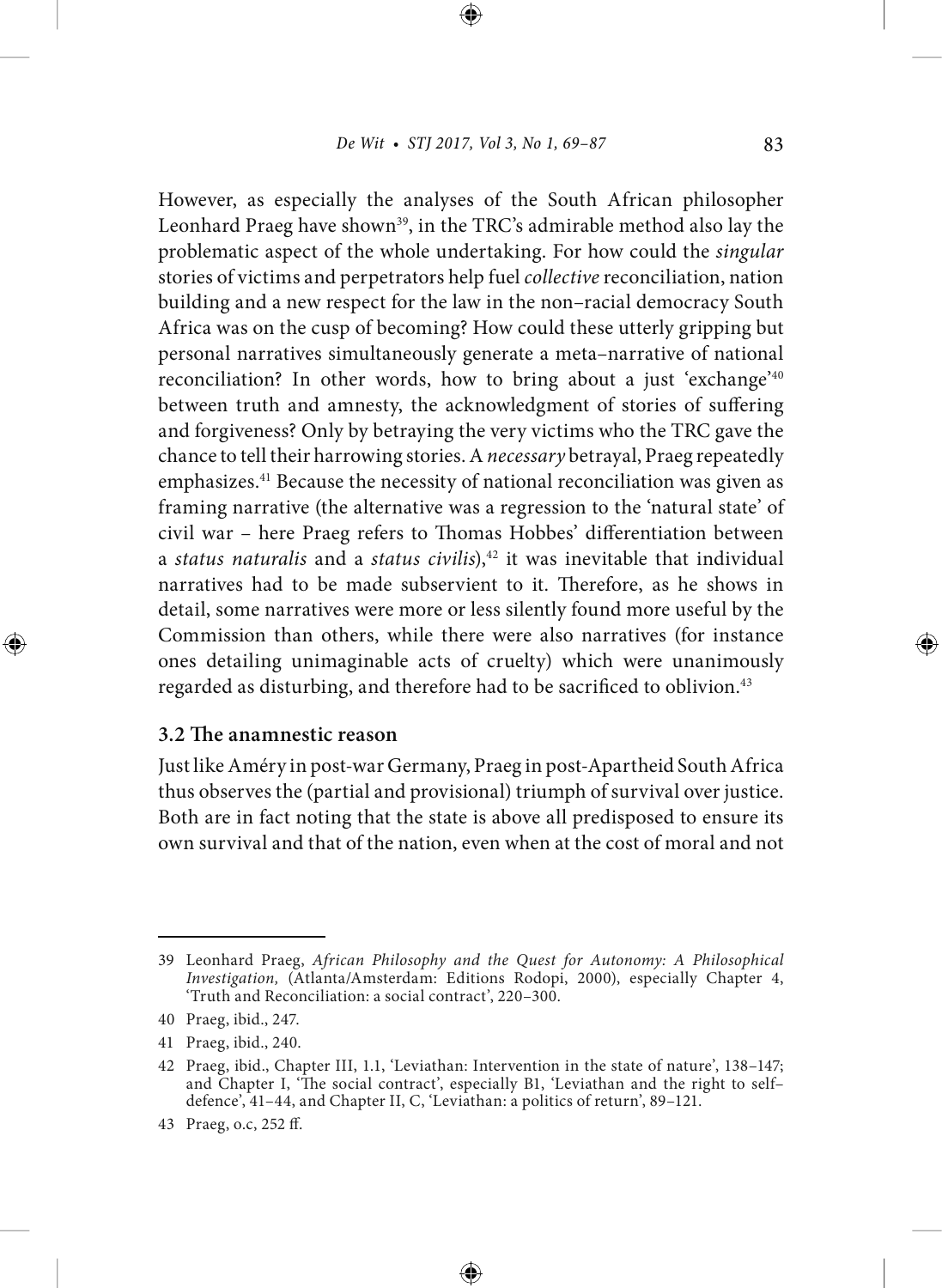However, as especially the analyses of the South African philosopher Leonhard Praeg have shown[39], in the TRC's admirable method also lay the problematic aspect of the whole undertaking. For how could the *singular* stories of victims and perpetrators help fuel *collective* reconciliation, nation building and a new respect for the law in the non–racial democracy South Africa was on the cusp of becoming? How could these utterly gripping but personal narratives simultaneously generate a meta–narrative of national reconciliation? In other words, how to bring about a just 'exchange'[40] between truth and amnesty, the acknowledgment of stories of suffering and forgiveness? Only by betraying the very victims who the TRC gave the chance to tell their harrowing stories. A *necessary* betrayal, Praeg repeatedly emphasizes.[41] Because the necessity of national reconciliation was given as framing narrative (the alternative was a regression to the 'natural state' of civil war – here Praeg refers to Thomas Hobbes' differentiation between a *status naturalis* and a *status civilis*),[42] it was inevitable that individual narratives had to be made subservient to it. Therefore, as he shows in detail, some narratives were more or less silently found more useful by the Commission than others, while there were also narratives (for instance ones detailing unimaginable acts of cruelty) which were unanimously regarded as disturbing, and therefore had to be sacrificed to oblivion.[43]

### 3.2 The anamnestic reason

Just like Améry in post-war Germany, Praeg in post-Apartheid South Africa thus observes the (partial and provisional) triumph of survival over justice. Both are in fact noting that the state is above all predisposed to ensure its own survival and that of the nation, even when at the cost of moral and not

---

39 Leonhard Praeg, *African Philosophy and the Quest for Autonomy: A Philosophical Investigation,* (Atlanta/Amsterdam: Editions Rodopi, 2000), especially Chapter 4, 'Truth and Reconciliation: a social contract', 220–300.

40 Praeg, ibid., 247.

41 Praeg, ibid., 240.

42 Praeg, ibid., Chapter III, 1.1, 'Leviathan: Intervention in the state of nature', 138–147; and Chapter I, 'The social contract', especially B1, 'Leviathan and the right to self–defence', 41–44, and Chapter II, C, 'Leviathan: a politics of return', 89–121.

43 Praeg, o.c, 252 ff.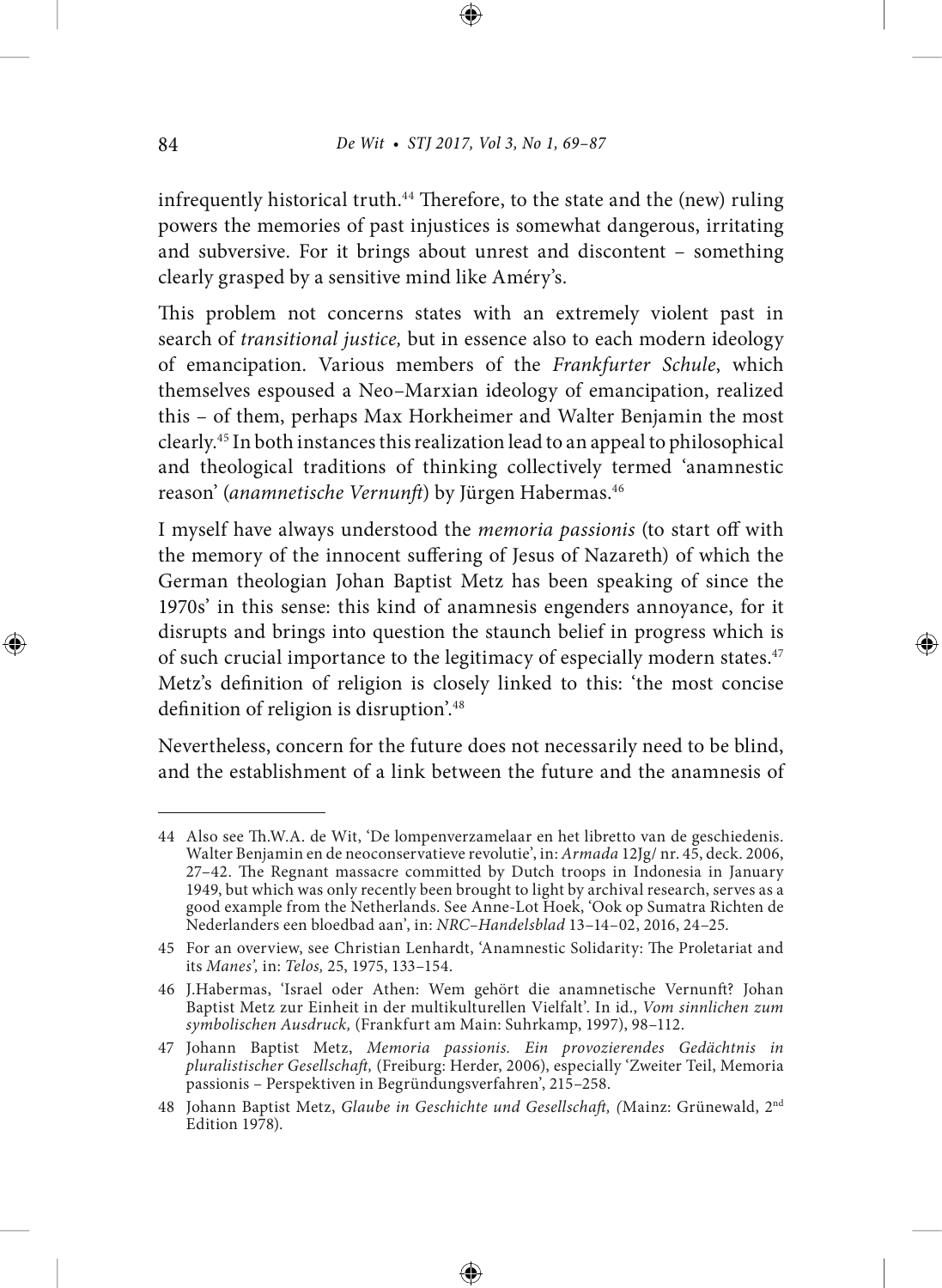infrequently historical truth.[44] Therefore, to the state and the (new) ruling powers the memories of past injustices is somewhat dangerous, irritating and subversive. For it brings about unrest and discontent – something clearly grasped by a sensitive mind like Améry's.

This problem not concerns states with an extremely violent past in search of *transitional justice,* but in essence also to each modern ideology of emancipation. Various members of the *Frankfurter Schule*, which themselves espoused a Neo–Marxian ideology of emancipation, realized this – of them, perhaps Max Horkheimer and Walter Benjamin the most clearly.[45] In both instances this realization lead to an appeal to philosophical and theological traditions of thinking collectively termed 'anamnestic reason' (*anamnetische Vernunft*) by Jürgen Habermas.[46]

I myself have always understood the *memoria passionis* (to start off with the memory of the innocent suffering of Jesus of Nazareth) of which the German theologian Johan Baptist Metz has been speaking of since the 1970s' in this sense: this kind of anamnesis engenders annoyance, for it disrupts and brings into question the staunch belief in progress which is of such crucial importance to the legitimacy of especially modern states.[47] Metz's definition of religion is closely linked to this: 'the most concise definition of religion is disruption'.[48]

Nevertheless, concern for the future does not necessarily need to be blind, and the establishment of a link between the future and the anamnesis of

---

44 Also see Th.W.A. de Wit, 'De lompenverzamelaar en het libretto van de geschiedenis. Walter Benjamin en de neoconservatieve revolutie', in: *Armada* 12Jg/ nr. 45, deck. 2006, 27–42. The Regnant massacre committed by Dutch troops in Indonesia in January 1949, but which was only recently been brought to light by archival research, serves as a good example from the Netherlands. See Anne-Lot Hoek, 'Ook op Sumatra Richten de Nederlanders een bloedbad aan', in: *NRC–Handelsblad* 13–14–02, 2016, 24–25.

45 For an overview, see Christian Lenhardt, 'Anamnestic Solidarity: The Proletariat and its *Manes',* in: *Telos,* 25, 1975, 133–154.

46 J.Habermas, 'Israel oder Athen: Wem gehört die anamnetische Vernunft? Johan Baptist Metz zur Einheit in der multikulturellen Vielfalt'. In id., *Vom sinnlichen zum symbolischen Ausdruck,* (Frankfurt am Main: Suhrkamp, 1997), 98–112.

47 Johann Baptist Metz, *Memoria passionis. Ein provozierendes Gedächtnis in pluralistischer Gesellschaft,* (Freiburg: Herder, 2006), especially 'Zweiter Teil, Memoria passionis – Perspektiven in Begründungsverfahren', 215–258.

48 Johann Baptist Metz, *Glaube in Geschichte und Gesellschaft, (*Mainz: Grünewald, 2nd Edition 1978).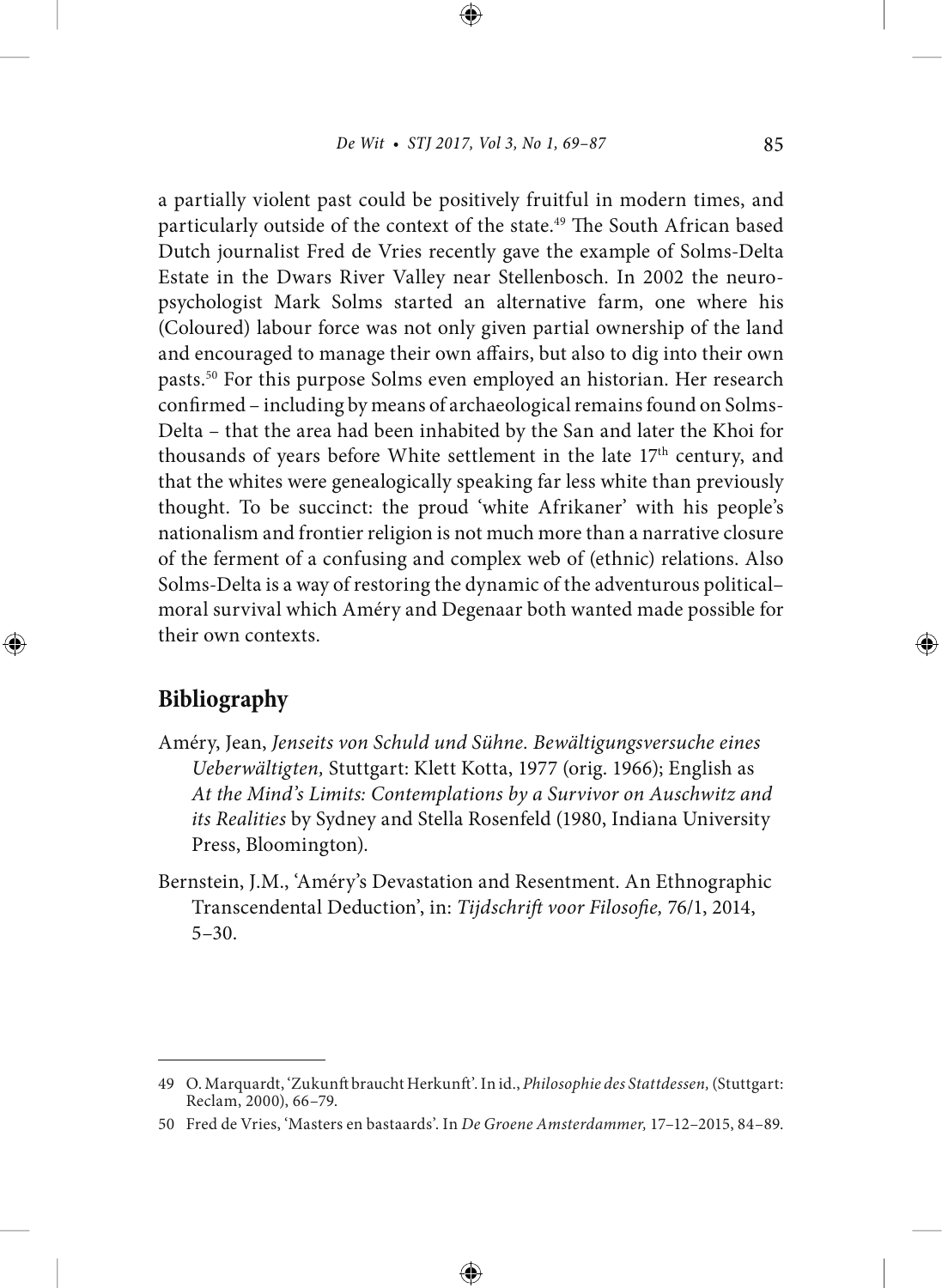a partially violent past could be positively fruitful in modern times, and particularly outside of the context of the state.[49] The South African based Dutch journalist Fred de Vries recently gave the example of Solms-Delta Estate in the Dwars River Valley near Stellenbosch. In 2002 the neuropsychologist Mark Solms started an alternative farm, one where his (Coloured) labour force was not only given partial ownership of the land and encouraged to manage their own affairs, but also to dig into their own pasts.[50] For this purpose Solms even employed an historian. Her research confirmed – including by means of archaeological remains found on Solms-Delta – that the area had been inhabited by the San and later the Khoi for thousands of years before White settlement in the late 17th century, and that the whites were genealogically speaking far less white than previously thought. To be succinct: the proud 'white Afrikaner' with his people's nationalism and frontier religion is not much more than a narrative closure of the ferment of a confusing and complex web of (ethnic) relations. Also Solms-Delta is a way of restoring the dynamic of the adventurous political–moral survival which Améry and Degenaar both wanted made possible for their own contexts.

## Bibliography

Améry, Jean, *Jenseits von Schuld und Sühne. Bewältigungsversuche eines Ueberwältigten,* Stuttgart: Klett Kotta, 1977 (orig. 1966); English as *At the Mind's Limits: Contemplations by a Survivor on Auschwitz and its Realities* by Sydney and Stella Rosenfeld (1980, Indiana University Press, Bloomington).

Bernstein, J.M., 'Améry's Devastation and Resentment. An Ethnographic Transcendental Deduction', in: *Tijdschrift voor Filosofie,* 76/1, 2014, 5–30.

---

49 O. Marquardt, 'Zukunft braucht Herkunft'. In id., *Philosophie des Stattdessen,* (Stuttgart: Reclam, 2000), 66–79.

50 Fred de Vries, 'Masters en bastaards'. In *De Groene Amsterdammer,* 17–12–2015, 84–89.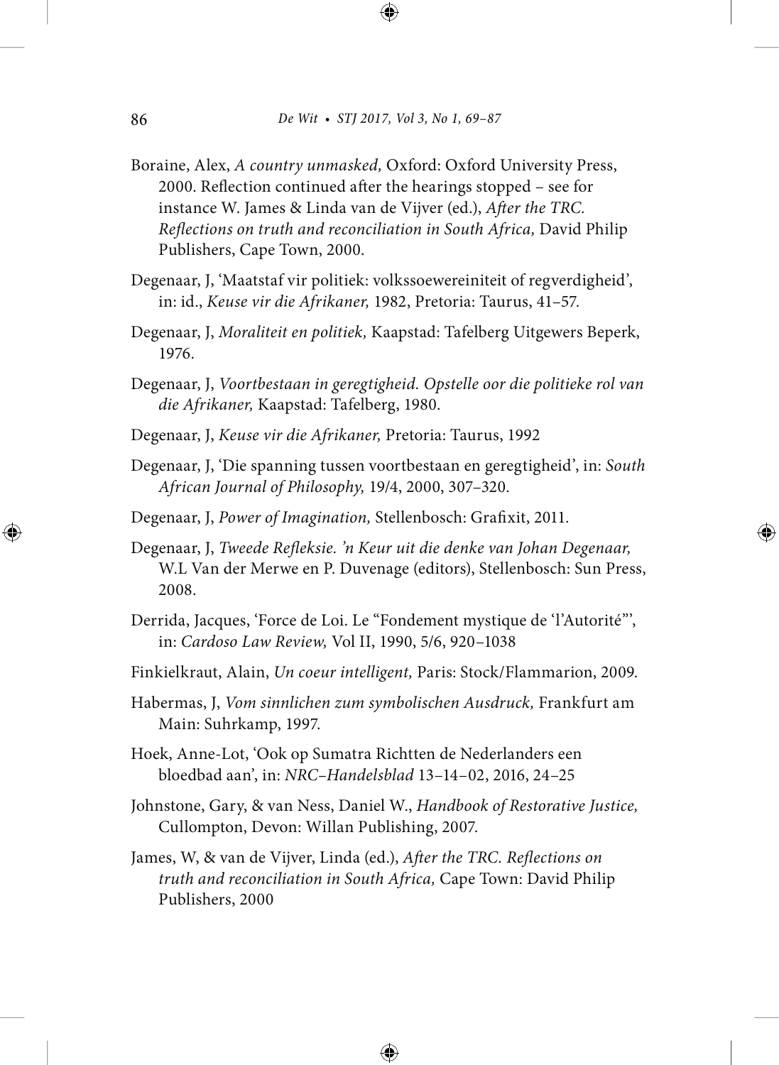Boraine, Alex, *A country unmasked,* Oxford: Oxford University Press, 2000. Reflection continued after the hearings stopped – see for instance W. James & Linda van de Vijver (ed.), *After the TRC. Reflections on truth and reconciliation in South Africa,* David Philip Publishers, Cape Town, 2000.

Degenaar, J, 'Maatstaf vir politiek: volkssoewereiniteit of regverdigheid', in: id., *Keuse vir die Afrikaner,* 1982, Pretoria: Taurus, 41–57.

Degenaar, J, *Moraliteit en politiek,* Kaapstad: Tafelberg Uitgewers Beperk, 1976.

Degenaar, J, *Voortbestaan in geregtigheid. Opstelle oor die politieke rol van die Afrikaner,* Kaapstad: Tafelberg, 1980.

Degenaar, J, *Keuse vir die Afrikaner,* Pretoria: Taurus, 1992

Degenaar, J, 'Die spanning tussen voortbestaan en geregtigheid', in: *South African Journal of Philosophy,* 19/4, 2000, 307–320.

Degenaar, J, *Power of Imagination,* Stellenbosch: Grafixit, 2011.

Degenaar, J, *Tweede Refleksie. 'n Keur uit die denke van Johan Degenaar,* W.L Van der Merwe en P. Duvenage (editors), Stellenbosch: Sun Press, 2008.

Derrida, Jacques, 'Force de Loi. Le "Fondement mystique de 'l'Autorité"', in: *Cardoso Law Review,* Vol II, 1990, 5/6, 920–1038

Finkielkraut, Alain, *Un coeur intelligent,* Paris: Stock/Flammarion, 2009.

Habermas, J, *Vom sinnlichen zum symbolischen Ausdruck,* Frankfurt am Main: Suhrkamp, 1997.

Hoek, Anne-Lot, 'Ook op Sumatra Richtten de Nederlanders een bloedbad aan', in: *NRC–Handelsblad* 13–14–02, 2016, 24–25

Johnstone, Gary, & van Ness, Daniel W., *Handbook of Restorative Justice,* Cullompton, Devon: Willan Publishing, 2007.

James, W, & van de Vijver, Linda (ed.), *After the TRC. Reflections on truth and reconciliation in South Africa,* Cape Town: David Philip Publishers, 2000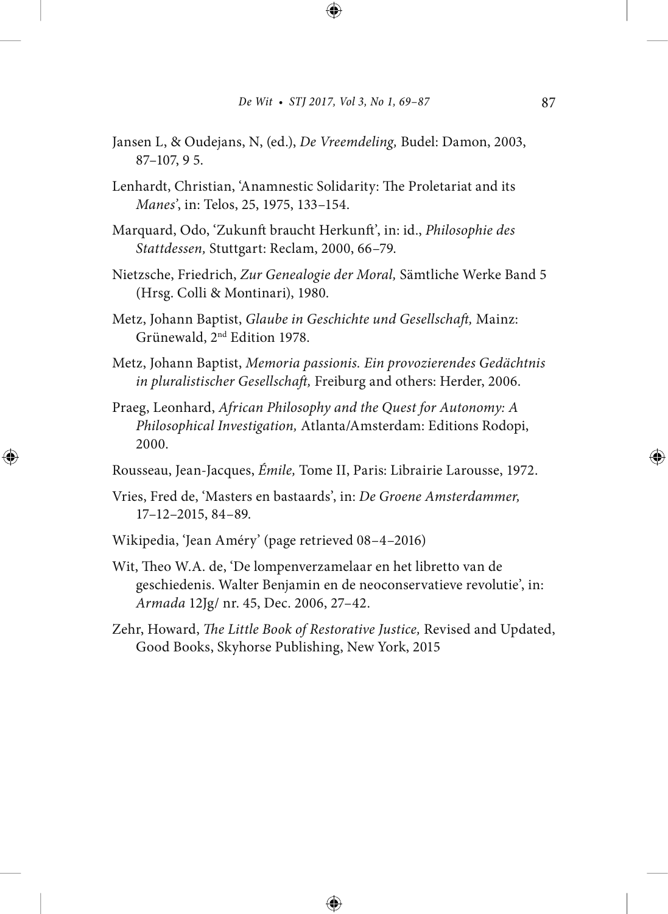Jansen L, & Oudejans, N, (ed.), *De Vreemdeling,* Budel: Damon, 2003, 87–107, 9 5.

Lenhardt, Christian, 'Anamnestic Solidarity: The Proletariat and its *Manes*', in: Telos, 25, 1975, 133–154.

Marquard, Odo, 'Zukunft braucht Herkunft', in: id., *Philosophie des Stattdessen,* Stuttgart: Reclam, 2000, 66–79.

Nietzsche, Friedrich, *Zur Genealogie der Moral,* Sämtliche Werke Band 5 (Hrsg. Colli & Montinari), 1980.

Metz, Johann Baptist, *Glaube in Geschichte und Gesellschaft,* Mainz: Grünewald, 2nd Edition 1978.

Metz, Johann Baptist, *Memoria passionis. Ein provozierendes Gedächtnis in pluralistischer Gesellschaft,* Freiburg and others: Herder, 2006.

Praeg, Leonhard, *African Philosophy and the Quest for Autonomy: A Philosophical Investigation,* Atlanta/Amsterdam: Editions Rodopi, 2000.

Rousseau, Jean-Jacques, *Émile,* Tome II, Paris: Librairie Larousse, 1972.

Vries, Fred de, 'Masters en bastaards', in: *De Groene Amsterdammer,* 17–12–2015, 84–89.

Wikipedia, 'Jean Améry' (page retrieved 08–4–2016)

Wit, Theo W.A. de, 'De lompenverzamelaar en het libretto van de geschiedenis. Walter Benjamin en de neoconservatieve revolutie', in: *Armada* 12Jg/ nr. 45, Dec. 2006, 27–42.

Zehr, Howard, *The Little Book of Restorative Justice,* Revised and Updated, Good Books, Skyhorse Publishing, New York, 2015